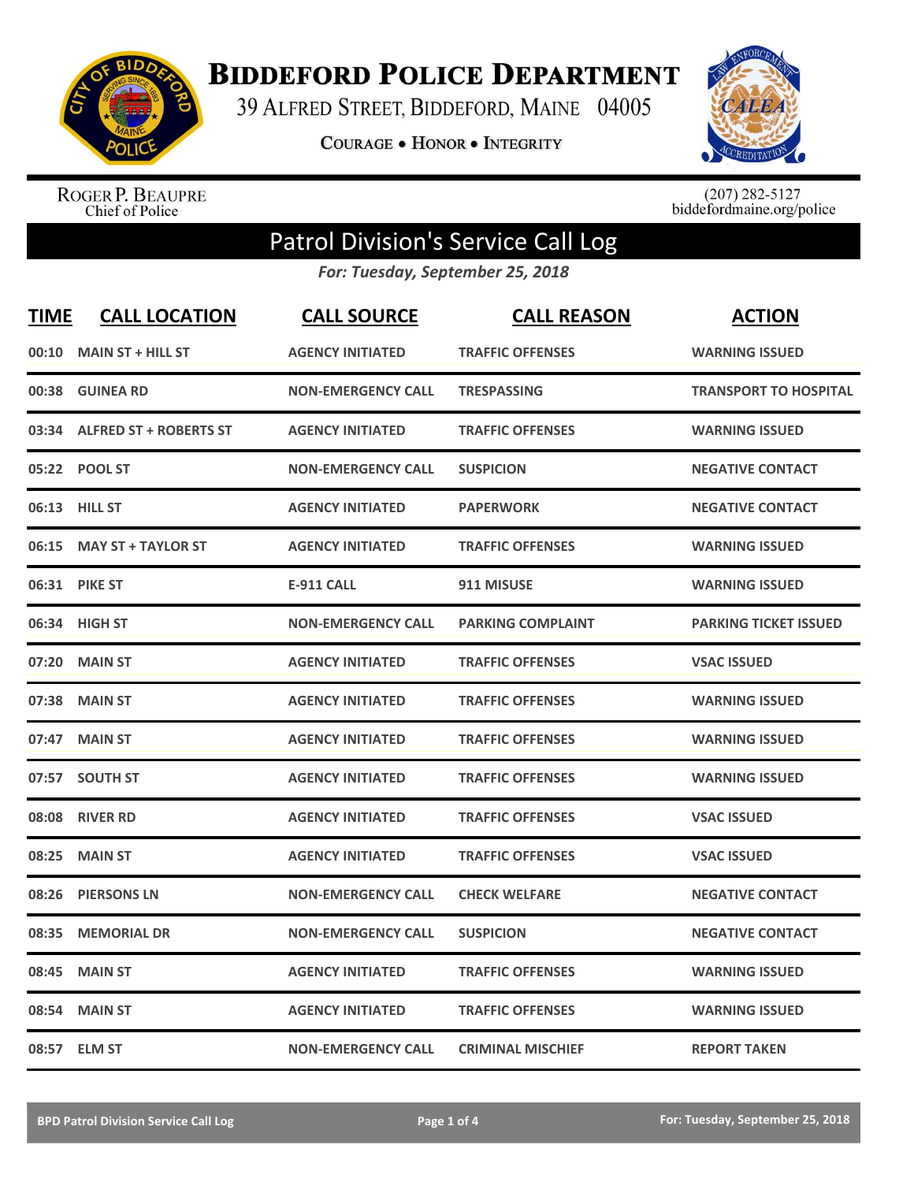# Biddeford Police Department

39 Alfred Street, Biddeford, Maine 04005

Courage • Honor • Integrity

Roger P. Beaupre
Chief of Police

(207) 282-5127
biddefordmaine.org/police

## Patrol Division's Service Call Log

*For: Tuesday, September 25, 2018*

| TIME | CALL LOCATION | CALL SOURCE | CALL REASON | ACTION |
|---|---|---|---|---|
| 00:10 | MAIN ST + HILL ST | AGENCY INITIATED | TRAFFIC OFFENSES | WARNING ISSUED |
| 00:38 | GUINEA RD | NON-EMERGENCY CALL | TRESPASSING | TRANSPORT TO HOSPITAL |
| 03:34 | ALFRED ST + ROBERTS ST | AGENCY INITIATED | TRAFFIC OFFENSES | WARNING ISSUED |
| 05:22 | POOL ST | NON-EMERGENCY CALL | SUSPICION | NEGATIVE CONTACT |
| 06:13 | HILL ST | AGENCY INITIATED | PAPERWORK | NEGATIVE CONTACT |
| 06:15 | MAY ST + TAYLOR ST | AGENCY INITIATED | TRAFFIC OFFENSES | WARNING ISSUED |
| 06:31 | PIKE ST | E-911 CALL | 911 MISUSE | WARNING ISSUED |
| 06:34 | HIGH ST | NON-EMERGENCY CALL | PARKING COMPLAINT | PARKING TICKET ISSUED |
| 07:20 | MAIN ST | AGENCY INITIATED | TRAFFIC OFFENSES | VSAC ISSUED |
| 07:38 | MAIN ST | AGENCY INITIATED | TRAFFIC OFFENSES | WARNING ISSUED |
| 07:47 | MAIN ST | AGENCY INITIATED | TRAFFIC OFFENSES | WARNING ISSUED |
| 07:57 | SOUTH ST | AGENCY INITIATED | TRAFFIC OFFENSES | WARNING ISSUED |
| 08:08 | RIVER RD | AGENCY INITIATED | TRAFFIC OFFENSES | VSAC ISSUED |
| 08:25 | MAIN ST | AGENCY INITIATED | TRAFFIC OFFENSES | VSAC ISSUED |
| 08:26 | PIERSONS LN | NON-EMERGENCY CALL | CHECK WELFARE | NEGATIVE CONTACT |
| 08:35 | MEMORIAL DR | NON-EMERGENCY CALL | SUSPICION | NEGATIVE CONTACT |
| 08:45 | MAIN ST | AGENCY INITIATED | TRAFFIC OFFENSES | WARNING ISSUED |
| 08:54 | MAIN ST | AGENCY INITIATED | TRAFFIC OFFENSES | WARNING ISSUED |
| 08:57 | ELM ST | NON-EMERGENCY CALL | CRIMINAL MISCHIEF | REPORT TAKEN |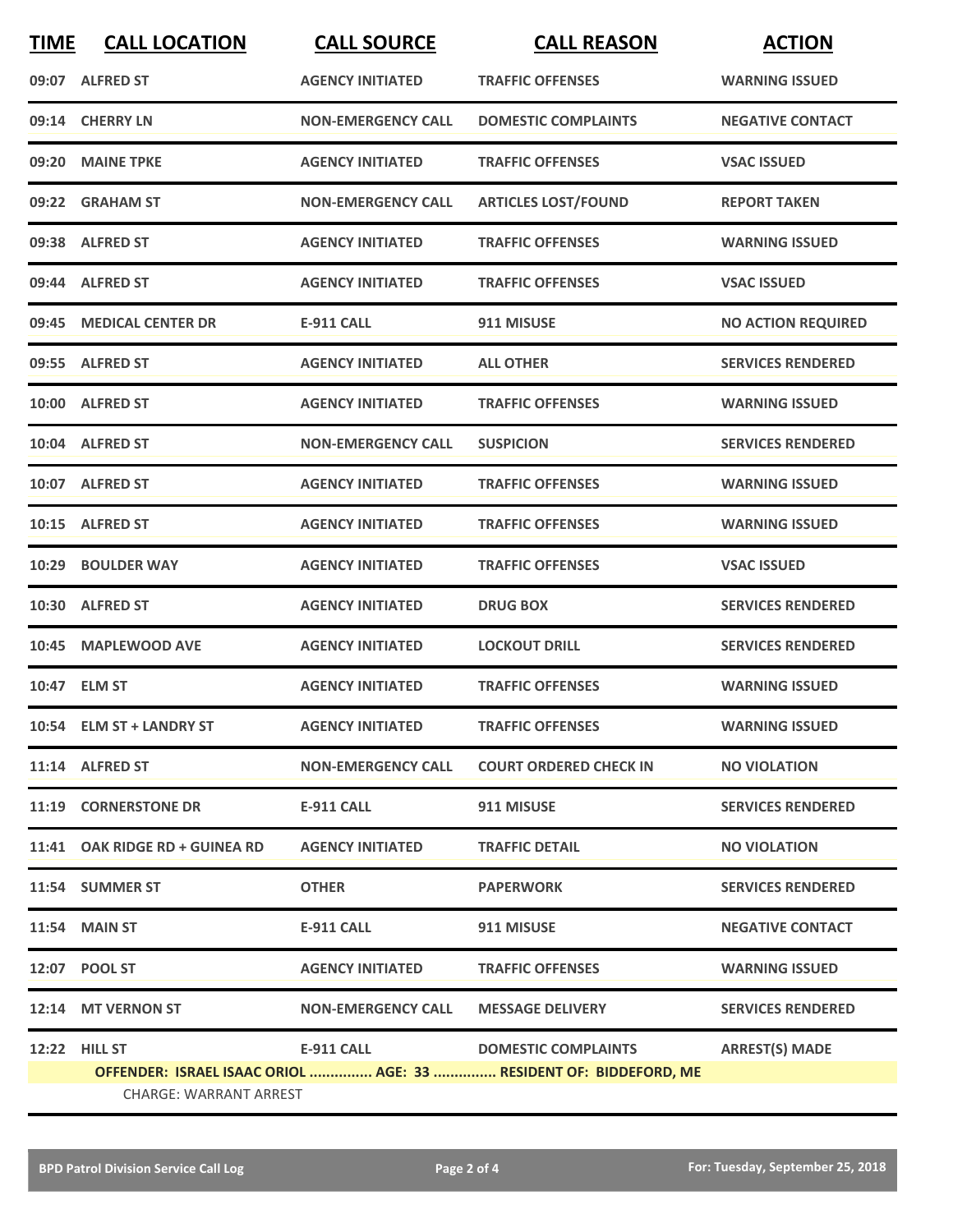| TIME | CALL LOCATION | CALL SOURCE | CALL REASON | ACTION |
|---|---|---|---|---|
| 09:07 | ALFRED ST | AGENCY INITIATED | TRAFFIC OFFENSES | WARNING ISSUED |
| 09:14 | CHERRY LN | NON-EMERGENCY CALL | DOMESTIC COMPLAINTS | NEGATIVE CONTACT |
| 09:20 | MAINE TPKE | AGENCY INITIATED | TRAFFIC OFFENSES | VSAC ISSUED |
| 09:22 | GRAHAM ST | NON-EMERGENCY CALL | ARTICLES LOST/FOUND | REPORT TAKEN |
| 09:38 | ALFRED ST | AGENCY INITIATED | TRAFFIC OFFENSES | WARNING ISSUED |
| 09:44 | ALFRED ST | AGENCY INITIATED | TRAFFIC OFFENSES | VSAC ISSUED |
| 09:45 | MEDICAL CENTER DR | E-911 CALL | 911 MISUSE | NO ACTION REQUIRED |
| 09:55 | ALFRED ST | AGENCY INITIATED | ALL OTHER | SERVICES RENDERED |
| 10:00 | ALFRED ST | AGENCY INITIATED | TRAFFIC OFFENSES | WARNING ISSUED |
| 10:04 | ALFRED ST | NON-EMERGENCY CALL | SUSPICION | SERVICES RENDERED |
| 10:07 | ALFRED ST | AGENCY INITIATED | TRAFFIC OFFENSES | WARNING ISSUED |
| 10:15 | ALFRED ST | AGENCY INITIATED | TRAFFIC OFFENSES | WARNING ISSUED |
| 10:29 | BOULDER WAY | AGENCY INITIATED | TRAFFIC OFFENSES | VSAC ISSUED |
| 10:30 | ALFRED ST | AGENCY INITIATED | DRUG BOX | SERVICES RENDERED |
| 10:45 | MAPLEWOOD AVE | AGENCY INITIATED | LOCKOUT DRILL | SERVICES RENDERED |
| 10:47 | ELM ST | AGENCY INITIATED | TRAFFIC OFFENSES | WARNING ISSUED |
| 10:54 | ELM ST + LANDRY ST | AGENCY INITIATED | TRAFFIC OFFENSES | WARNING ISSUED |
| 11:14 | ALFRED ST | NON-EMERGENCY CALL | COURT ORDERED CHECK IN | NO VIOLATION |
| 11:19 | CORNERSTONE DR | E-911 CALL | 911 MISUSE | SERVICES RENDERED |
| 11:41 | OAK RIDGE RD + GUINEA RD | AGENCY INITIATED | TRAFFIC DETAIL | NO VIOLATION |
| 11:54 | SUMMER ST | OTHER | PAPERWORK | SERVICES RENDERED |
| 11:54 | MAIN ST | E-911 CALL | 911 MISUSE | NEGATIVE CONTACT |
| 12:07 | POOL ST | AGENCY INITIATED | TRAFFIC OFFENSES | WARNING ISSUED |
| 12:14 | MT VERNON ST | NON-EMERGENCY CALL | MESSAGE DELIVERY | SERVICES RENDERED |
| 12:22 | HILL ST | E-911 CALL | DOMESTIC COMPLAINTS | ARREST(S) MADE |

**OFFENDER: ISRAEL ISAAC ORIOL ............... AGE: 33 ............... RESIDENT OF: BIDDEFORD, ME**

CHARGE: WARRANT ARREST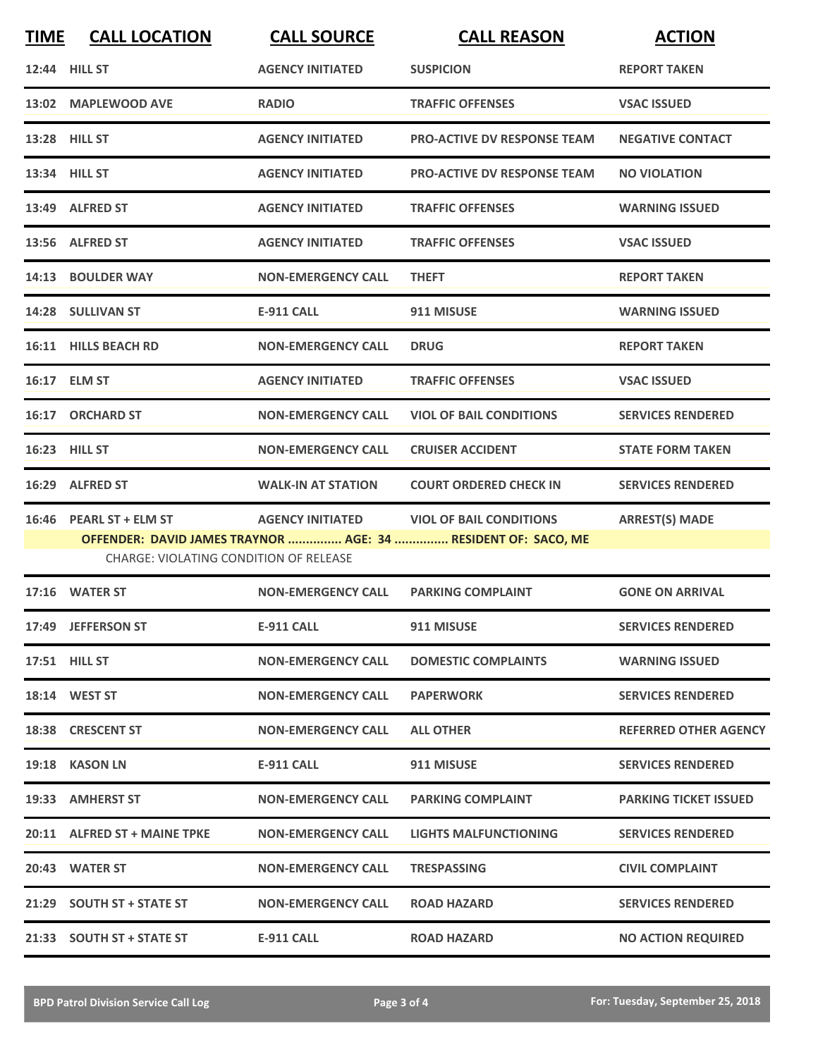| TIME | CALL LOCATION | CALL SOURCE | CALL REASON | ACTION |
|---|---|---|---|---|
| 12:44 | HILL ST | AGENCY INITIATED | SUSPICION | REPORT TAKEN |
| 13:02 | MAPLEWOOD AVE | RADIO | TRAFFIC OFFENSES | VSAC ISSUED |
| 13:28 | HILL ST | AGENCY INITIATED | PRO-ACTIVE DV RESPONSE TEAM | NEGATIVE CONTACT |
| 13:34 | HILL ST | AGENCY INITIATED | PRO-ACTIVE DV RESPONSE TEAM | NO VIOLATION |
| 13:49 | ALFRED ST | AGENCY INITIATED | TRAFFIC OFFENSES | WARNING ISSUED |
| 13:56 | ALFRED ST | AGENCY INITIATED | TRAFFIC OFFENSES | VSAC ISSUED |
| 14:13 | BOULDER WAY | NON-EMERGENCY CALL | THEFT | REPORT TAKEN |
| 14:28 | SULLIVAN ST | E-911 CALL | 911 MISUSE | WARNING ISSUED |
| 16:11 | HILLS BEACH RD | NON-EMERGENCY CALL | DRUG | REPORT TAKEN |
| 16:17 | ELM ST | AGENCY INITIATED | TRAFFIC OFFENSES | VSAC ISSUED |
| 16:17 | ORCHARD ST | NON-EMERGENCY CALL | VIOL OF BAIL CONDITIONS | SERVICES RENDERED |
| 16:23 | HILL ST | NON-EMERGENCY CALL | CRUISER ACCIDENT | STATE FORM TAKEN |
| 16:29 | ALFRED ST | WALK-IN AT STATION | COURT ORDERED CHECK IN | SERVICES RENDERED |
| 16:46 | PEARL ST + ELM ST | AGENCY INITIATED | VIOL OF BAIL CONDITIONS | ARREST(S) MADE |
| | OFFENDER: DAVID JAMES TRAYNOR ............... AGE: 34 ............... RESIDENT OF: SACO, ME | | | |
| | CHARGE: VIOLATING CONDITION OF RELEASE | | | |
| 17:16 | WATER ST | NON-EMERGENCY CALL | PARKING COMPLAINT | GONE ON ARRIVAL |
| 17:49 | JEFFERSON ST | E-911 CALL | 911 MISUSE | SERVICES RENDERED |
| 17:51 | HILL ST | NON-EMERGENCY CALL | DOMESTIC COMPLAINTS | WARNING ISSUED |
| 18:14 | WEST ST | NON-EMERGENCY CALL | PAPERWORK | SERVICES RENDERED |
| 18:38 | CRESCENT ST | NON-EMERGENCY CALL | ALL OTHER | REFERRED OTHER AGENCY |
| 19:18 | KASON LN | E-911 CALL | 911 MISUSE | SERVICES RENDERED |
| 19:33 | AMHERST ST | NON-EMERGENCY CALL | PARKING COMPLAINT | PARKING TICKET ISSUED |
| 20:11 | ALFRED ST + MAINE TPKE | NON-EMERGENCY CALL | LIGHTS MALFUNCTIONING | SERVICES RENDERED |
| 20:43 | WATER ST | NON-EMERGENCY CALL | TRESPASSING | CIVIL COMPLAINT |
| 21:29 | SOUTH ST + STATE ST | NON-EMERGENCY CALL | ROAD HAZARD | SERVICES RENDERED |
| 21:33 | SOUTH ST + STATE ST | E-911 CALL | ROAD HAZARD | NO ACTION REQUIRED |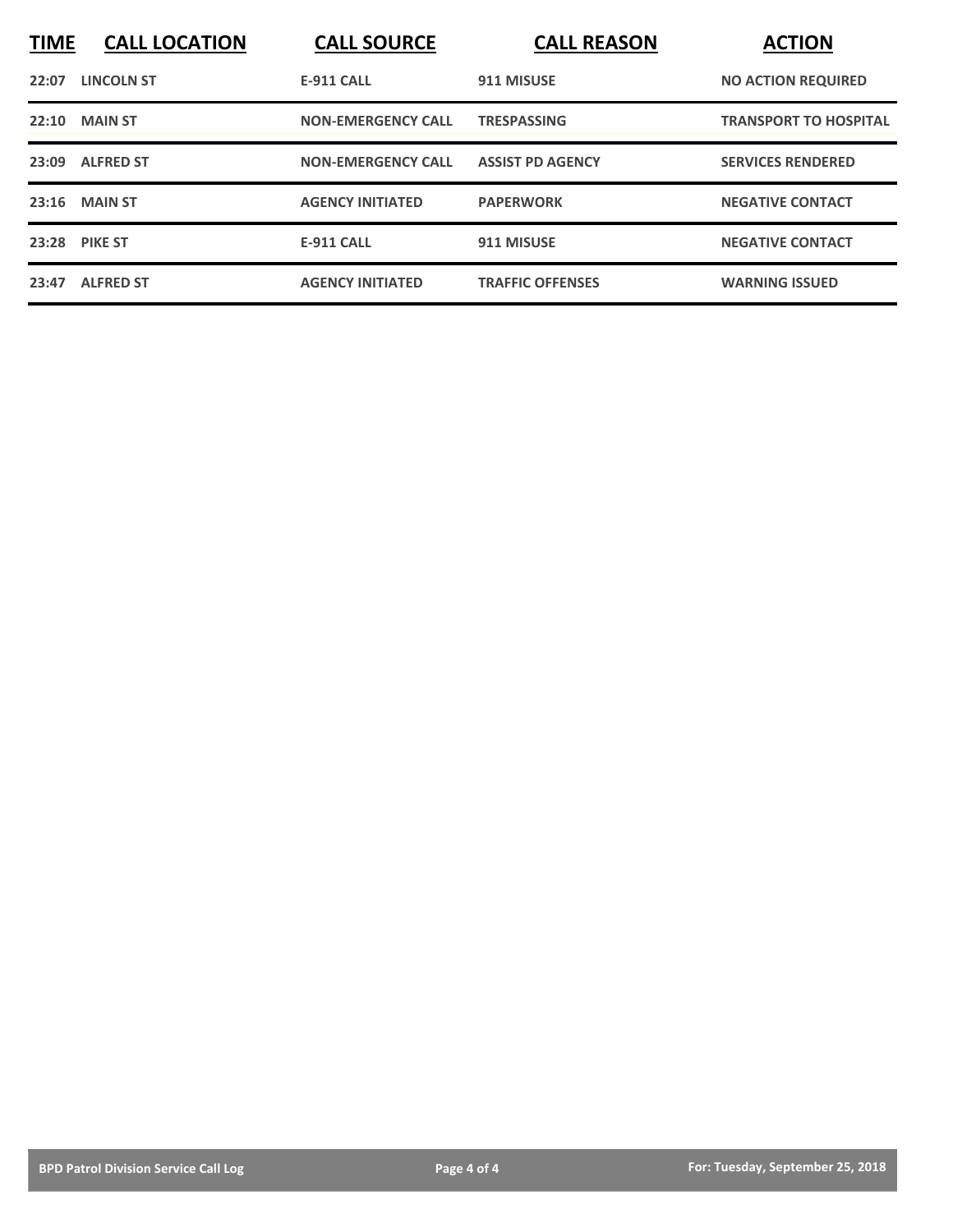| TIME | CALL LOCATION | CALL SOURCE | CALL REASON | ACTION |
|---|---|---|---|---|
| 22:07 | LINCOLN ST | E-911 CALL | 911 MISUSE | NO ACTION REQUIRED |
| 22:10 | MAIN ST | NON-EMERGENCY CALL | TRESPASSING | TRANSPORT TO HOSPITAL |
| 23:09 | ALFRED ST | NON-EMERGENCY CALL | ASSIST PD AGENCY | SERVICES RENDERED |
| 23:16 | MAIN ST | AGENCY INITIATED | PAPERWORK | NEGATIVE CONTACT |
| 23:28 | PIKE ST | E-911 CALL | 911 MISUSE | NEGATIVE CONTACT |
| 23:47 | ALFRED ST | AGENCY INITIATED | TRAFFIC OFFENSES | WARNING ISSUED |